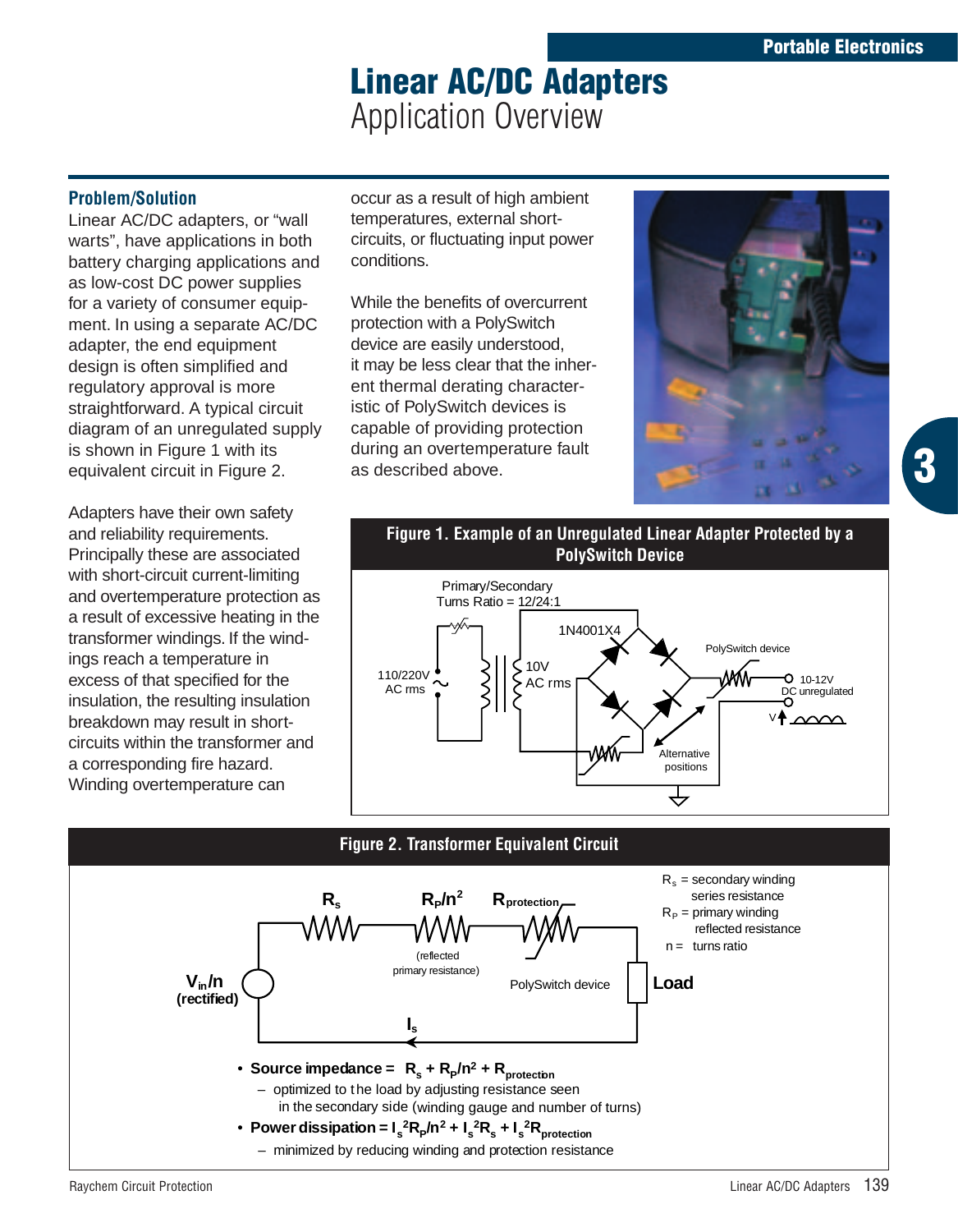# Linear AC/DC Adapters

Application Overview

## Problem/Solution

Linear AC/DC adapters, or “wall warts”, have applications in both battery charging applications and as low-cost DC power supplies for a variety of consumer equipment. In using a separate AC/DC adapter, the end equipment design is often simplified and regulatory approval is more straightforward. A typical circuit diagram of an unregulated supply is shown in Figure 1 with its equivalent circuit in Figure 2.

Adapters have their own safety and reliability requirements. Principally these are associated with short-circuit current-limiting and overtemperature protection as a result of excessive heating in the transformer windings. If the windings reach a temperature in excess of that specified for the insulation, the resulting insulation breakdown may result in short-circuits within the transformer and a corresponding fire hazard. Winding overtemperature can occur as a result of high ambient temperatures, external short-circuits, or fluctuating input power conditions.

While the benefits of overcurrent protection with a PolySwitch device are easily understood, it may be less clear that the inherent thermal derating characteristic of PolySwitch devices is capable of providing protection during an overtemperature fault as described above.

**Figure 1. Example of an Unregulated Linear Adapter Protected by a PolySwitch Device**

Primary/Secondary Turns Ratio = 12/24:1 · 110/220V AC rms · 10V AC rms · 1N4001X4 · PolySwitch device · 10-12V DC unregulated · Alternative positions

**Figure 2. Transformer Equivalent Circuit**

$R_s$ = secondary winding series resistance
$R_P$ = primary winding reflected resistance
n = turns ratio

$V_{in}/n$ (rectified) · $R_s$ · $R_P/n^2$ (reflected primary resistance) · $R_{protection}$ PolySwitch device · Load · $I_s$

- **Source impedance =** $R_s + R_P/n^2 + R_{protection}$
  - optimized to the load by adjusting resistance seen in the secondary side (winding gauge and number of turns)
- **Power dissipation =** $I_s^2 R_P/n^2 + I_s^2 R_s + I_s^2 R_{protection}$
  - minimized by reducing winding and protection resistance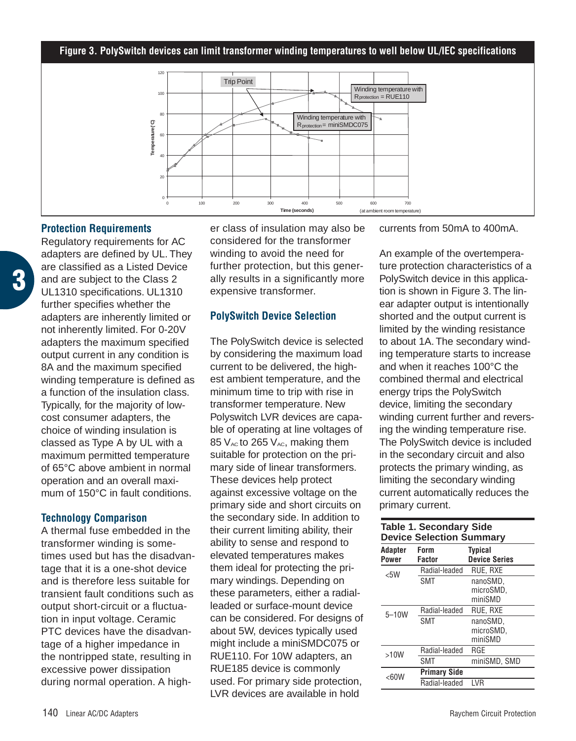**Figure 3. PolySwitch devices can limit transformer winding temperatures to well below UL/IEC specifications**

Trip Point

Winding temperature with $R_{protection}$ = RUE110

Winding temperature with $R_{protection}$ = miniSMDC075

Temperature (°C)

0
20
40
60
80
100
120

0
100
200
300
400
500
600
700

Time (seconds)

(at ambient room temperature)

### Protection Requirements

Regulatory requirements for AC adapters are defined by UL. They are classified as a Listed Device and are subject to the Class 2 UL1310 specifications. UL1310 further specifies whether the adapters are inherently limited or not inherently limited. For 0-20V adapters the maximum specified output current in any condition is 8A and the maximum specified winding temperature is defined as a function of the insulation class. Typically, for the majority of low-cost consumer adapters, the choice of winding insulation is classed as Type A by UL with a maximum permitted temperature of 65°C above ambient in normal operation and an overall maximum of 150°C in fault conditions.

### Technology Comparison

A thermal fuse embedded in the transformer winding is sometimes used but has the disadvantage that it is a one-shot device and is therefore less suitable for transient fault conditions such as output short-circuit or a fluctuation in input voltage. Ceramic PTC devices have the disadvantage of a higher impedance in the nontripped state, resulting in excessive power dissipation during normal operation. A higher class of insulation may also be considered for the transformer winding to avoid the need for further protection, but this generally results in a significantly more expensive transformer.

### PolySwitch Device Selection

The PolySwitch device is selected by considering the maximum load current to be delivered, the highest ambient temperature, and the minimum time to trip with rise in transformer temperature. New Polyswitch LVR devices are capable of operating at line voltages of 85 $V_{AC}$ to 265 $V_{AC}$, making them suitable for protection on the primary side of linear transformers. These devices help protect against excessive voltage on the primary side and short circuits on the secondary side. In addition to their current limiting ability, their ability to sense and respond to elevated temperatures makes them ideal for protecting the primary windings. Depending on these parameters, either a radial-leaded or surface-mount device can be considered. For designs of about 5W, devices typically used might include a miniSMDC075 or RUE110. For 10W adapters, an RUE185 device is commonly used. For primary side protection, LVR devices are available in hold currents from 50mA to 400mA.

An example of the overtemperature protection characteristics of a PolySwitch device in this application is shown in Figure 3. The linear adapter output is intentionally shorted and the output current is limited by the winding resistance to about 1A. The secondary winding temperature starts to increase and when it reaches 100°C the combined thermal and electrical energy trips the PolySwitch device, limiting the secondary winding current further and reversing the winding temperature rise. The PolySwitch device is included in the secondary circuit and also protects the primary winding, as limiting the secondary winding current automatically reduces the primary current.

**Table 1. Secondary Side Device Selection Summary**

| Adapter Power | Form Factor | Typical Device Series |
|---|---|---|
| <5W | Radial-leaded | RUE, RXE |
| | SMT | nanoSMD, microSMD, miniSMD |
| 5–10W | Radial-leaded | RUE, RXE |
| | SMT | nanoSMD, microSMD, miniSMD |
| >10W | Radial-leaded | RGE |
| | SMT | miniSMD, SMD |
| <60W | **Primary Side** | |
| | Radial-leaded | LVR |